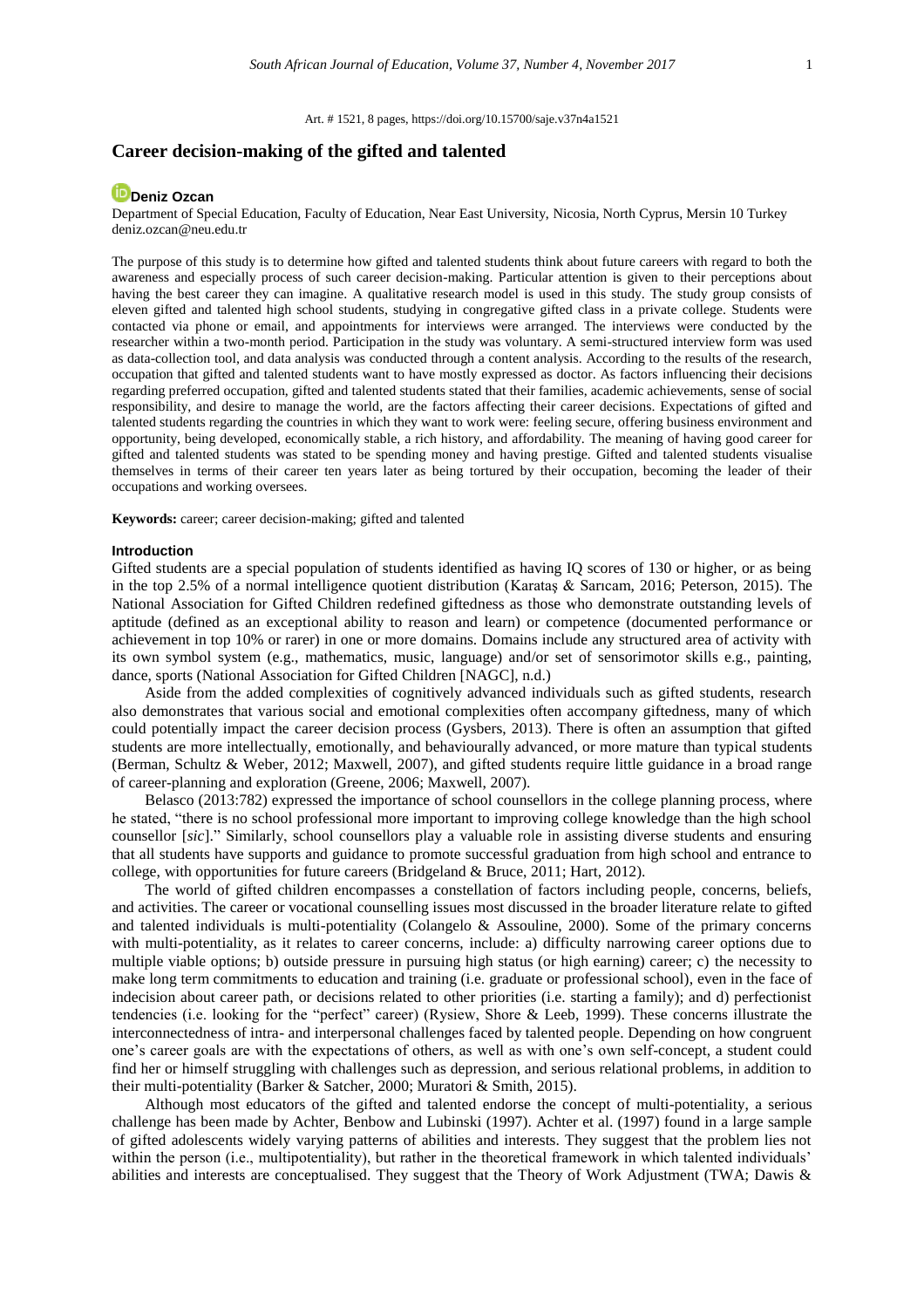Art. # 1521, 8 pages, https://doi.org/10.15700/saje.v37n4a1521

# Career decision-making of the gifted and talented

**Deniz Ozcan**

Department of Special Education, Faculty of Education, Near East University, Nicosia, North Cyprus, Mersin 10 Turkey
deniz.ozcan@neu.edu.tr

The purpose of this study is to determine how gifted and talented students think about future careers with regard to both the awareness and especially process of such career decision-making. Particular attention is given to their perceptions about having the best career they can imagine. A qualitative research model is used in this study. The study group consists of eleven gifted and talented high school students, studying in congregative gifted class in a private college. Students were contacted via phone or email, and appointments for interviews were arranged. The interviews were conducted by the researcher within a two-month period. Participation in the study was voluntary. A semi-structured interview form was used as data-collection tool, and data analysis was conducted through a content analysis. According to the results of the research, occupation that gifted and talented students want to have mostly expressed as doctor. As factors influencing their decisions regarding preferred occupation, gifted and talented students stated that their families, academic achievements, sense of social responsibility, and desire to manage the world, are the factors affecting their career decisions. Expectations of gifted and talented students regarding the countries in which they want to work were: feeling secure, offering business environment and opportunity, being developed, economically stable, a rich history, and affordability. The meaning of having good career for gifted and talented students was stated to be spending money and having prestige. Gifted and talented students visualise themselves in terms of their career ten years later as being tortured by their occupation, becoming the leader of their occupations and working oversees.

**Keywords:** career; career decision-making; gifted and talented

## Introduction

Gifted students are a special population of students identified as having IQ scores of 130 or higher, or as being in the top 2.5% of a normal intelligence quotient distribution (Karataş & Sarıcam, 2016; Peterson, 2015). The National Association for Gifted Children redefined giftedness as those who demonstrate outstanding levels of aptitude (defined as an exceptional ability to reason and learn) or competence (documented performance or achievement in top 10% or rarer) in one or more domains. Domains include any structured area of activity with its own symbol system (e.g., mathematics, music, language) and/or set of sensorimotor skills e.g., painting, dance, sports (National Association for Gifted Children [NAGC], n.d.)

Aside from the added complexities of cognitively advanced individuals such as gifted students, research also demonstrates that various social and emotional complexities often accompany giftedness, many of which could potentially impact the career decision process (Gysbers, 2013). There is often an assumption that gifted students are more intellectually, emotionally, and behaviourally advanced, or more mature than typical students (Berman, Schultz & Weber, 2012; Maxwell, 2007), and gifted students require little guidance in a broad range of career-planning and exploration (Greene, 2006; Maxwell, 2007).

Belasco (2013:782) expressed the importance of school counsellors in the college planning process, where he stated, "there is no school professional more important to improving college knowledge than the high school counsellor [*sic*]." Similarly, school counsellors play a valuable role in assisting diverse students and ensuring that all students have supports and guidance to promote successful graduation from high school and entrance to college, with opportunities for future careers (Bridgeland & Bruce, 2011; Hart, 2012).

The world of gifted children encompasses a constellation of factors including people, concerns, beliefs, and activities. The career or vocational counselling issues most discussed in the broader literature relate to gifted and talented individuals is multi-potentiality (Colangelo & Assouline, 2000). Some of the primary concerns with multi-potentiality, as it relates to career concerns, include: a) difficulty narrowing career options due to multiple viable options; b) outside pressure in pursuing high status (or high earning) career; c) the necessity to make long term commitments to education and training (i.e. graduate or professional school), even in the face of indecision about career path, or decisions related to other priorities (i.e. starting a family); and d) perfectionist tendencies (i.e. looking for the "perfect" career) (Rysiew, Shore & Leeb, 1999). These concerns illustrate the interconnectedness of intra- and interpersonal challenges faced by talented people. Depending on how congruent one's career goals are with the expectations of others, as well as with one's own self-concept, a student could find her or himself struggling with challenges such as depression, and serious relational problems, in addition to their multi-potentiality (Barker & Satcher, 2000; Muratori & Smith, 2015).

Although most educators of the gifted and talented endorse the concept of multi-potentiality, a serious challenge has been made by Achter, Benbow and Lubinski (1997). Achter et al. (1997) found in a large sample of gifted adolescents widely varying patterns of abilities and interests. They suggest that the problem lies not within the person (i.e., multipotentiality), but rather in the theoretical framework in which talented individuals' abilities and interests are conceptualised. They suggest that the Theory of Work Adjustment (TWA; Dawis &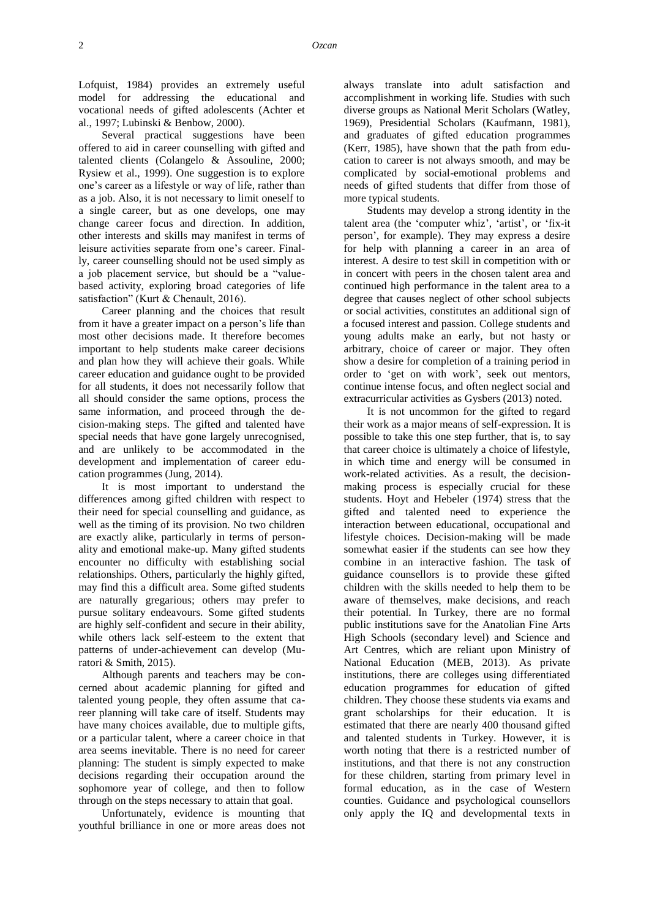Lofquist, 1984) provides an extremely useful model for addressing the educational and vocational needs of gifted adolescents (Achter et al., 1997; Lubinski & Benbow, 2000).

Several practical suggestions have been offered to aid in career counselling with gifted and talented clients (Colangelo & Assouline, 2000; Rysiew et al., 1999). One suggestion is to explore one's career as a lifestyle or way of life, rather than as a job. Also, it is not necessary to limit oneself to a single career, but as one develops, one may change career focus and direction. In addition, other interests and skills may manifest in terms of leisure activities separate from one's career. Finally, career counselling should not be used simply as a job placement service, but should be a "value-based activity, exploring broad categories of life satisfaction" (Kurt & Chenault, 2016).

Career planning and the choices that result from it have a greater impact on a person's life than most other decisions made. It therefore becomes important to help students make career decisions and plan how they will achieve their goals. While career education and guidance ought to be provided for all students, it does not necessarily follow that all should consider the same options, process the same information, and proceed through the decision-making steps. The gifted and talented have special needs that have gone largely unrecognised, and are unlikely to be accommodated in the development and implementation of career education programmes (Jung, 2014).

It is most important to understand the differences among gifted children with respect to their need for special counselling and guidance, as well as the timing of its provision. No two children are exactly alike, particularly in terms of personality and emotional make-up. Many gifted students encounter no difficulty with establishing social relationships. Others, particularly the highly gifted, may find this a difficult area. Some gifted students are naturally gregarious; others may prefer to pursue solitary endeavours. Some gifted students are highly self-confident and secure in their ability, while others lack self-esteem to the extent that patterns of under-achievement can develop (Muratori & Smith, 2015).

Although parents and teachers may be concerned about academic planning for gifted and talented young people, they often assume that career planning will take care of itself. Students may have many choices available, due to multiple gifts, or a particular talent, where a career choice in that area seems inevitable. There is no need for career planning: The student is simply expected to make decisions regarding their occupation around the sophomore year of college, and then to follow through on the steps necessary to attain that goal.

Unfortunately, evidence is mounting that youthful brilliance in one or more areas does not always translate into adult satisfaction and accomplishment in working life. Studies with such diverse groups as National Merit Scholars (Watley, 1969), Presidential Scholars (Kaufmann, 1981), and graduates of gifted education programmes (Kerr, 1985), have shown that the path from education to career is not always smooth, and may be complicated by social-emotional problems and needs of gifted students that differ from those of more typical students.

Students may develop a strong identity in the talent area (the 'computer whiz', 'artist', or 'fix-it person', for example). They may express a desire for help with planning a career in an area of interest. A desire to test skill in competition with or in concert with peers in the chosen talent area and continued high performance in the talent area to a degree that causes neglect of other school subjects or social activities, constitutes an additional sign of a focused interest and passion. College students and young adults make an early, but not hasty or arbitrary, choice of career or major. They often show a desire for completion of a training period in order to 'get on with work', seek out mentors, continue intense focus, and often neglect social and extracurricular activities as Gysbers (2013) noted.

It is not uncommon for the gifted to regard their work as a major means of self-expression. It is possible to take this one step further, that is, to say that career choice is ultimately a choice of lifestyle, in which time and energy will be consumed in work-related activities. As a result, the decision-making process is especially crucial for these students. Hoyt and Hebeler (1974) stress that the gifted and talented need to experience the interaction between educational, occupational and lifestyle choices. Decision-making will be made somewhat easier if the students can see how they combine in an interactive fashion. The task of guidance counsellors is to provide these gifted children with the skills needed to help them to be aware of themselves, make decisions, and reach their potential. In Turkey, there are no formal public institutions save for the Anatolian Fine Arts High Schools (secondary level) and Science and Art Centres, which are reliant upon Ministry of National Education (MEB, 2013). As private institutions, there are colleges using differentiated education programmes for education of gifted children. They choose these students via exams and grant scholarships for their education. It is estimated that there are nearly 400 thousand gifted and talented students in Turkey. However, it is worth noting that there is a restricted number of institutions, and that there is not any construction for these children, starting from primary level in formal education, as in the case of Western counties. Guidance and psychological counsellors only apply the IQ and developmental texts in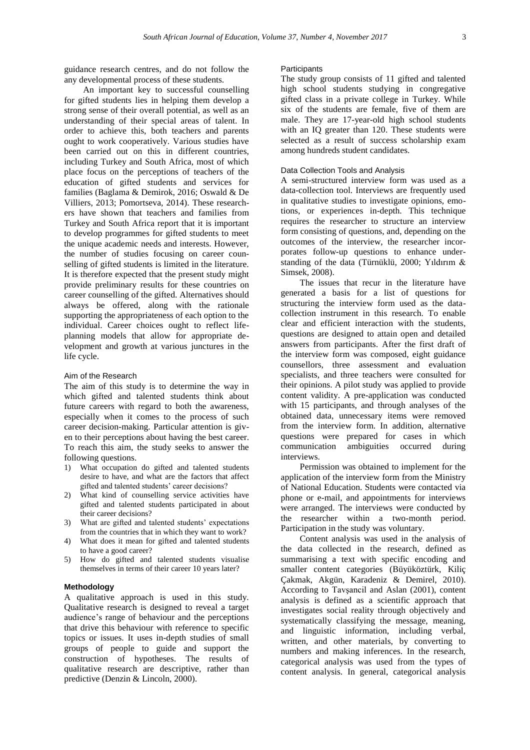guidance research centres, and do not follow the any developmental process of these students.

An important key to successful counselling for gifted students lies in helping them develop a strong sense of their overall potential, as well as an understanding of their special areas of talent. In order to achieve this, both teachers and parents ought to work cooperatively. Various studies have been carried out on this in different countries, including Turkey and South Africa, most of which place focus on the perceptions of teachers of the education of gifted students and services for families (Baglama & Demirok, 2016; Oswald & De Villiers, 2013; Pomortseva, 2014). These researchers have shown that teachers and families from Turkey and South Africa report that it is important to develop programmes for gifted students to meet the unique academic needs and interests. However, the number of studies focusing on career counselling of gifted students is limited in the literature. It is therefore expected that the present study might provide preliminary results for these countries on career counselling of the gifted. Alternatives should always be offered, along with the rationale supporting the appropriateness of each option to the individual. Career choices ought to reflect life-planning models that allow for appropriate development and growth at various junctures in the life cycle.

### Aim of the Research

The aim of this study is to determine the way in which gifted and talented students think about future careers with regard to both the awareness, especially when it comes to the process of such career decision-making. Particular attention is given to their perceptions about having the best career. To reach this aim, the study seeks to answer the following questions.

1) What occupation do gifted and talented students desire to have, and what are the factors that affect gifted and talented students' career decisions?
2) What kind of counselling service activities have gifted and talented students participated in about their career decisions?
3) What are gifted and talented students' expectations from the countries that in which they want to work?
4) What does it mean for gifted and talented students to have a good career?
5) How do gifted and talented students visualise themselves in terms of their career 10 years later?

## Methodology

A qualitative approach is used in this study. Qualitative research is designed to reveal a target audience's range of behaviour and the perceptions that drive this behaviour with reference to specific topics or issues. It uses in-depth studies of small groups of people to guide and support the construction of hypotheses. The results of qualitative research are descriptive, rather than predictive (Denzin & Lincoln, 2000).

### Participants

The study group consists of 11 gifted and talented high school students studying in congregative gifted class in a private college in Turkey. While six of the students are female, five of them are male. They are 17-year-old high school students with an IQ greater than 120. These students were selected as a result of success scholarship exam among hundreds student candidates.

### Data Collection Tools and Analysis

A semi-structured interview form was used as a data-collection tool. Interviews are frequently used in qualitative studies to investigate opinions, emotions, or experiences in-depth. This technique requires the researcher to structure an interview form consisting of questions, and, depending on the outcomes of the interview, the researcher incorporates follow-up questions to enhance understanding of the data (Türnüklü, 2000; Yıldırım & Simsek, 2008).

The issues that recur in the literature have generated a basis for a list of questions for structuring the interview form used as the data-collection instrument in this research. To enable clear and efficient interaction with the students, questions are designed to attain open and detailed answers from participants. After the first draft of the interview form was composed, eight guidance counsellors, three assessment and evaluation specialists, and three teachers were consulted for their opinions. A pilot study was applied to provide content validity. A pre-application was conducted with 15 participants, and through analyses of the obtained data, unnecessary items were removed from the interview form. In addition, alternative questions were prepared for cases in which communication ambiguities occurred during interviews.

Permission was obtained to implement for the application of the interview form from the Ministry of National Education. Students were contacted via phone or e-mail, and appointments for interviews were arranged. The interviews were conducted by the researcher within a two-month period. Participation in the study was voluntary.

Content analysis was used in the analysis of the data collected in the research, defined as summarising a text with specific encoding and smaller content categories (Büyüköztürk, Kiliç Çakmak, Akgün, Karadeniz & Demirel, 2010). According to Tavşancil and Aslan (2001), content analysis is defined as a scientific approach that investigates social reality through objectively and systematically classifying the message, meaning, and linguistic information, including verbal, written, and other materials, by converting to numbers and making inferences. In the research, categorical analysis was used from the types of content analysis. In general, categorical analysis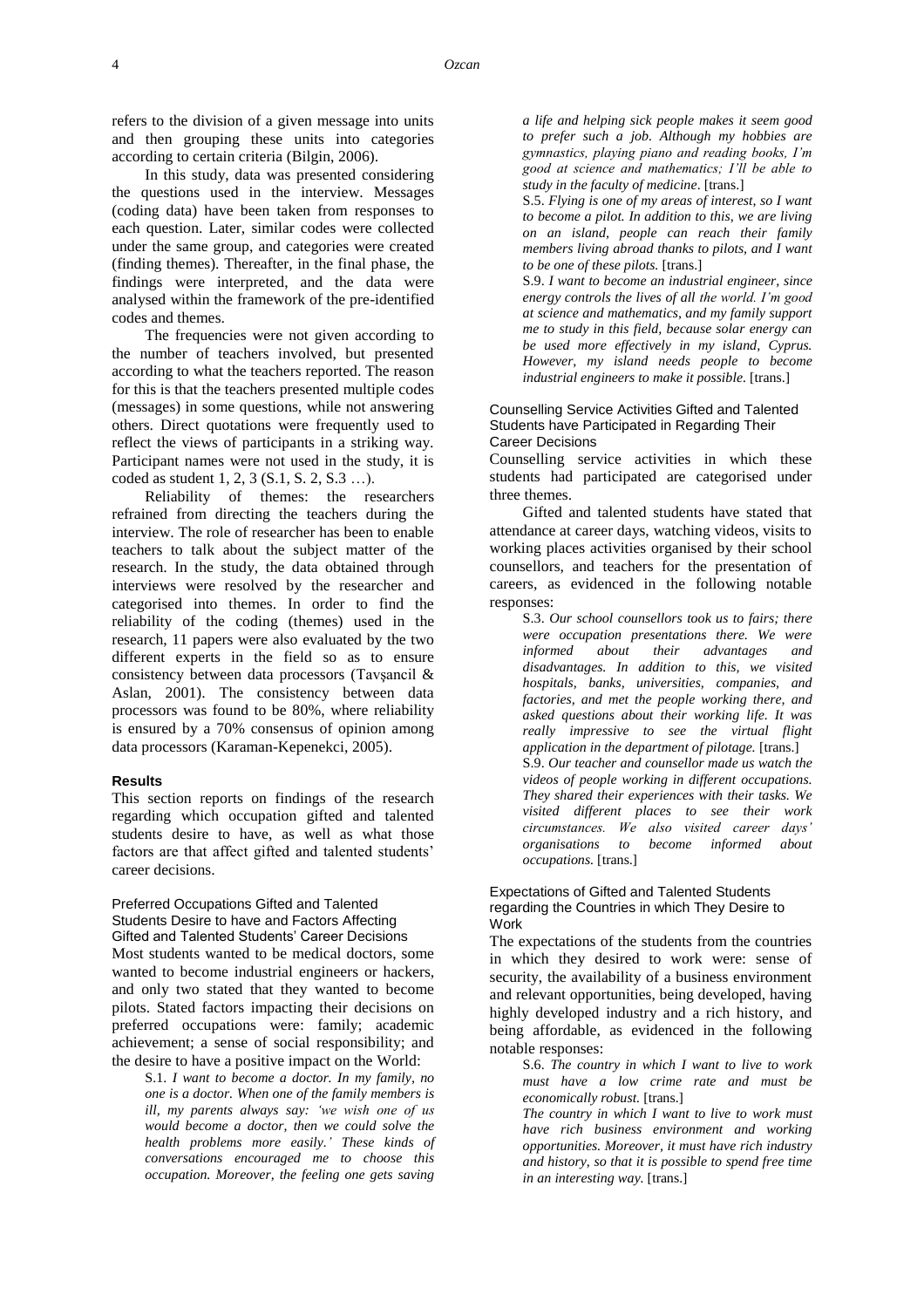refers to the division of a given message into units and then grouping these units into categories according to certain criteria (Bilgin, 2006).

In this study, data was presented considering the questions used in the interview. Messages (coding data) have been taken from responses to each question. Later, similar codes were collected under the same group, and categories were created (finding themes). Thereafter, in the final phase, the findings were interpreted, and the data were analysed within the framework of the pre-identified codes and themes.

The frequencies were not given according to the number of teachers involved, but presented according to what the teachers reported. The reason for this is that the teachers presented multiple codes (messages) in some questions, while not answering others. Direct quotations were frequently used to reflect the views of participants in a striking way. Participant names were not used in the study, it is coded as student 1, 2, 3 (S.1, S. 2, S.3 …).

Reliability of themes: the researchers refrained from directing the teachers during the interview. The role of researcher has been to enable teachers to talk about the subject matter of the research. In the study, the data obtained through interviews were resolved by the researcher and categorised into themes. In order to find the reliability of the coding (themes) used in the research, 11 papers were also evaluated by the two different experts in the field so as to ensure consistency between data processors (Tavşancil & Aslan, 2001). The consistency between data processors was found to be 80%, where reliability is ensured by a 70% consensus of opinion among data processors (Karaman-Kepenekci, 2005).

## Results

This section reports on findings of the research regarding which occupation gifted and talented students desire to have, as well as what those factors are that affect gifted and talented students' career decisions.

### Preferred Occupations Gifted and Talented Students Desire to have and Factors Affecting Gifted and Talented Students' Career Decisions

Most students wanted to be medical doctors, some wanted to become industrial engineers or hackers, and only two stated that they wanted to become pilots. Stated factors impacting their decisions on preferred occupations were: family; academic achievement; a sense of social responsibility; and the desire to have a positive impact on the World:

> S.1. *I want to become a doctor. In my family, no one is a doctor. When one of the family members is ill, my parents always say: 'we wish one of us would become a doctor, then we could solve the health problems more easily.' These kinds of conversations encouraged me to choose this occupation. Moreover, the feeling one gets saving a life and helping sick people makes it seem good to prefer such a job. Although my hobbies are gymnastics, playing piano and reading books, I'm good at science and mathematics; I'll be able to study in the faculty of medicine.* [trans.]
>
> S.5. *Flying is one of my areas of interest, so I want to become a pilot. In addition to this, we are living on an island, people can reach their family members living abroad thanks to pilots, and I want to be one of these pilots.* [trans.]
>
> S.9. *I want to become an industrial engineer, since energy controls the lives of all the world. I'm good at science and mathematics, and my family support me to study in this field, because solar energy can be used more effectively in my island, Cyprus. However, my island needs people to become industrial engineers to make it possible.* [trans.]

### Counselling Service Activities Gifted and Talented Students have Participated in Regarding Their Career Decisions

Counselling service activities in which these students had participated are categorised under three themes.

Gifted and talented students have stated that attendance at career days, watching videos, visits to working places activities organised by their school counsellors, and teachers for the presentation of careers, as evidenced in the following notable responses:

> S.3. *Our school counsellors took us to fairs; there were occupation presentations there. We were informed about their advantages and disadvantages. In addition to this, we visited hospitals, banks, universities, companies, and factories, and met the people working there, and asked questions about their working life. It was really impressive to see the virtual flight application in the department of pilotage.* [trans.]
>
> S.9. *Our teacher and counsellor made us watch the videos of people working in different occupations. They shared their experiences with their tasks. We visited different places to see their work circumstances. We also visited career days' organisations to become informed about occupations.* [trans.]

### Expectations of Gifted and Talented Students regarding the Countries in which They Desire to Work

The expectations of the students from the countries in which they desired to work were: sense of security, the availability of a business environment and relevant opportunities, being developed, having highly developed industry and a rich history, and being affordable, as evidenced in the following notable responses:

> S.6. *The country in which I want to live to work must have a low crime rate and must be economically robust.* [trans.]
>
> *The country in which I want to live to work must have rich business environment and working opportunities. Moreover, it must have rich industry and history, so that it is possible to spend free time in an interesting way.* [trans.]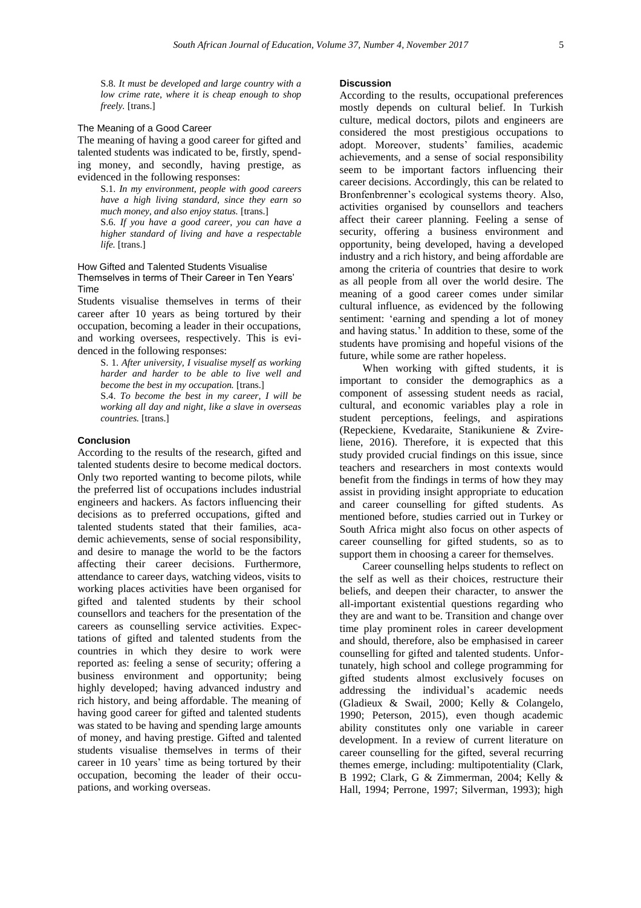S.8. *It must be developed and large country with a low crime rate, where it is cheap enough to shop freely.* [trans.]

### The Meaning of a Good Career

The meaning of having a good career for gifted and talented students was indicated to be, firstly, spending money, and secondly, having prestige, as evidenced in the following responses:

S.1. *In my environment, people with good careers have a high living standard, since they earn so much money, and also enjoy status.* [trans.]

S.6. *If you have a good career, you can have a higher standard of living and have a respectable life.* [trans.]

### How Gifted and Talented Students Visualise Themselves in terms of Their Career in Ten Years' Time

Students visualise themselves in terms of their career after 10 years as being tortured by their occupation, becoming a leader in their occupations, and working oversees, respectively. This is evidenced in the following responses:

S. 1. *After university, I visualise myself as working harder and harder to be able to live well and become the best in my occupation.* [trans.]

S.4. *To become the best in my career, I will be working all day and night, like a slave in overseas countries.* [trans.]

## Conclusion

According to the results of the research, gifted and talented students desire to become medical doctors. Only two reported wanting to become pilots, while the preferred list of occupations includes industrial engineers and hackers. As factors influencing their decisions as to preferred occupations, gifted and talented students stated that their families, academic achievements, sense of social responsibility, and desire to manage the world to be the factors affecting their career decisions. Furthermore, attendance to career days, watching videos, visits to working places activities have been organised for gifted and talented students by their school counsellors and teachers for the presentation of the careers as counselling service activities. Expectations of gifted and talented students from the countries in which they desire to work were reported as: feeling a sense of security; offering a business environment and opportunity; being highly developed; having advanced industry and rich history, and being affordable. The meaning of having good career for gifted and talented students was stated to be having and spending large amounts of money, and having prestige. Gifted and talented students visualise themselves in terms of their career in 10 years' time as being tortured by their occupation, becoming the leader of their occupations, and working overseas.

## Discussion

According to the results, occupational preferences mostly depends on cultural belief. In Turkish culture, medical doctors, pilots and engineers are considered the most prestigious occupations to adopt. Moreover, students' families, academic achievements, and a sense of social responsibility seem to be important factors influencing their career decisions. Accordingly, this can be related to Bronfenbrenner's ecological systems theory. Also, activities organised by counsellors and teachers affect their career planning. Feeling a sense of security, offering a business environment and opportunity, being developed, having a developed industry and a rich history, and being affordable are among the criteria of countries that desire to work as all people from all over the world desire. The meaning of a good career comes under similar cultural influence, as evidenced by the following sentiment: 'earning and spending a lot of money and having status.' In addition to these, some of the students have promising and hopeful visions of the future, while some are rather hopeless.

When working with gifted students, it is important to consider the demographics as a component of assessing student needs as racial, cultural, and economic variables play a role in student perceptions, feelings, and aspirations (Repeckiene, Kvedaraite, Stanikuniene & Zvireliene, 2016). Therefore, it is expected that this study provided crucial findings on this issue, since teachers and researchers in most contexts would benefit from the findings in terms of how they may assist in providing insight appropriate to education and career counselling for gifted students. As mentioned before, studies carried out in Turkey or South Africa might also focus on other aspects of career counselling for gifted students, so as to support them in choosing a career for themselves.

Career counselling helps students to reflect on the self as well as their choices, restructure their beliefs, and deepen their character, to answer the all-important existential questions regarding who they are and want to be. Transition and change over time play prominent roles in career development and should, therefore, also be emphasised in career counselling for gifted and talented students. Unfortunately, high school and college programming for gifted students almost exclusively focuses on addressing the individual's academic needs (Gladieux & Swail, 2000; Kelly & Colangelo, 1990; Peterson, 2015), even though academic ability constitutes only one variable in career development. In a review of current literature on career counselling for the gifted, several recurring themes emerge, including: multipotentiality (Clark, B 1992; Clark, G & Zimmerman, 2004; Kelly & Hall, 1994; Perrone, 1997; Silverman, 1993); high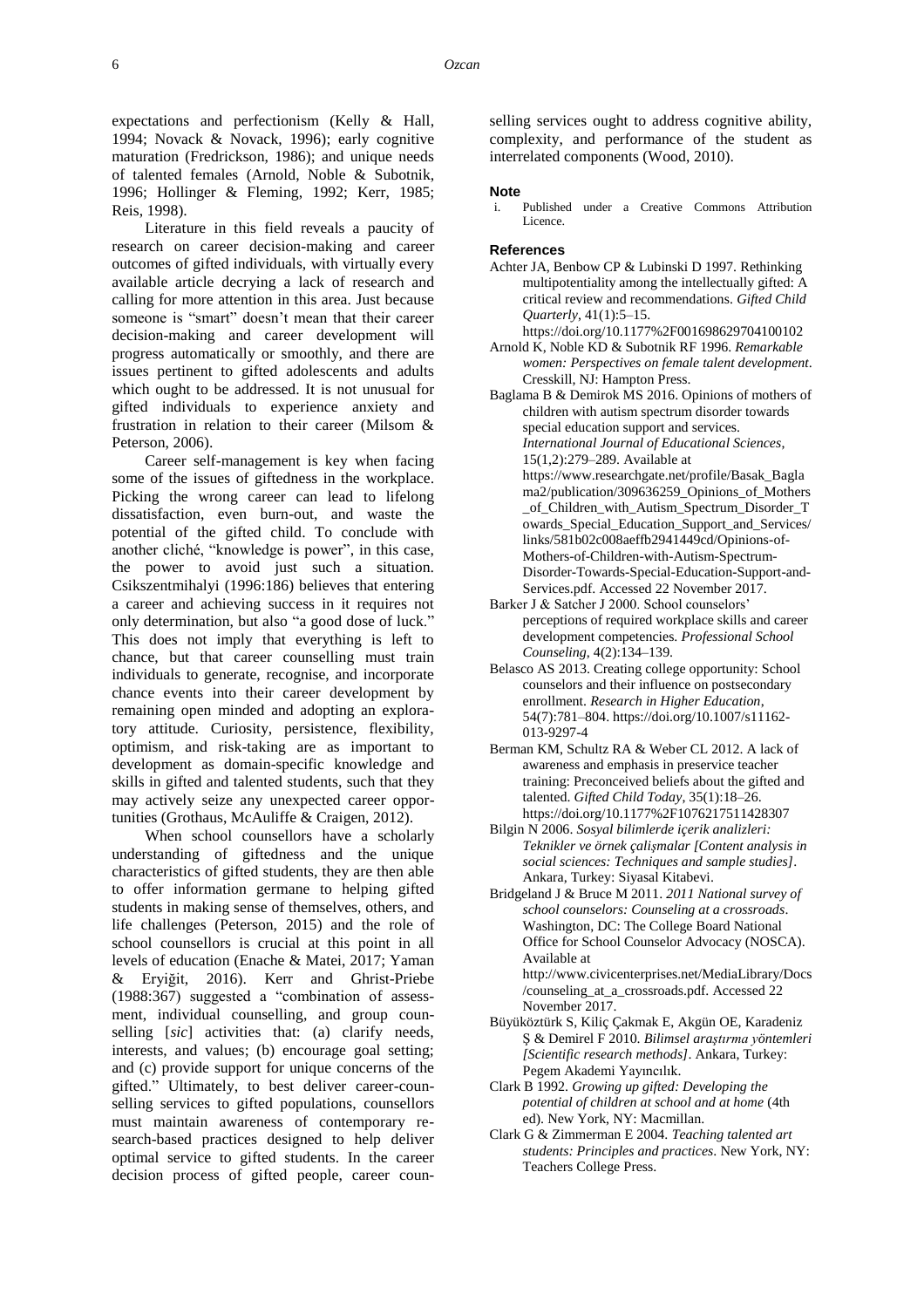expectations and perfectionism (Kelly & Hall, 1994; Novack & Novack, 1996); early cognitive maturation (Fredrickson, 1986); and unique needs of talented females (Arnold, Noble & Subotnik, 1996; Hollinger & Fleming, 1992; Kerr, 1985; Reis, 1998).

Literature in this field reveals a paucity of research on career decision-making and career outcomes of gifted individuals, with virtually every available article decrying a lack of research and calling for more attention in this area. Just because someone is "smart" doesn't mean that their career decision-making and career development will progress automatically or smoothly, and there are issues pertinent to gifted adolescents and adults which ought to be addressed. It is not unusual for gifted individuals to experience anxiety and frustration in relation to their career (Milsom & Peterson, 2006).

Career self-management is key when facing some of the issues of giftedness in the workplace. Picking the wrong career can lead to lifelong dissatisfaction, even burn-out, and waste the potential of the gifted child. To conclude with another cliché, "knowledge is power", in this case, the power to avoid just such a situation. Csikszentmihalyi (1996:186) believes that entering a career and achieving success in it requires not only determination, but also "a good dose of luck." This does not imply that everything is left to chance, but that career counselling must train individuals to generate, recognise, and incorporate chance events into their career development by remaining open minded and adopting an exploratory attitude. Curiosity, persistence, flexibility, optimism, and risk-taking are as important to development as domain-specific knowledge and skills in gifted and talented students, such that they may actively seize any unexpected career opportunities (Grothaus, McAuliffe & Craigen, 2012).

When school counsellors have a scholarly understanding of giftedness and the unique characteristics of gifted students, they are then able to offer information germane to helping gifted students in making sense of themselves, others, and life challenges (Peterson, 2015) and the role of school counsellors is crucial at this point in all levels of education (Enache & Matei, 2017; Yaman & Eryiğit, 2016). Kerr and Ghrist-Priebe (1988:367) suggested a "combination of assessment, individual counselling, and group counselling [*sic*] activities that: (a) clarify needs, interests, and values; (b) encourage goal setting; and (c) provide support for unique concerns of the gifted." Ultimately, to best deliver career-counselling services to gifted populations, counsellors must maintain awareness of contemporary research-based practices designed to help deliver optimal service to gifted students. In the career decision process of gifted people, career counselling services ought to address cognitive ability, complexity, and performance of the student as interrelated components (Wood, 2010).

#### Note

i. Published under a Creative Commons Attribution Licence.

#### References

Achter JA, Benbow CP & Lubinski D 1997. Rethinking multipotentiality among the intellectually gifted: A critical review and recommendations. *Gifted Child Quarterly*, 41(1):5–15. https://doi.org/10.1177%2F001698629704100102

Arnold K, Noble KD & Subotnik RF 1996. *Remarkable women: Perspectives on female talent development*. Cresskill, NJ: Hampton Press.

Baglama B & Demirok MS 2016. Opinions of mothers of children with autism spectrum disorder towards special education support and services. *International Journal of Educational Sciences*, 15(1,2):279–289. Available at https://www.researchgate.net/profile/Basak_Baglama2/publication/309636259_Opinions_of_Mothers_of_Children_with_Autism_Spectrum_Disorder_Towards_Special_Education_Support_and_Services/links/581b02c008aeffb2941449cd/Opinions-of-Mothers-of-Children-with-Autism-Spectrum-Disorder-Towards-Special-Education-Support-and-Services.pdf. Accessed 22 November 2017.

Barker J & Satcher J 2000. School counselors' perceptions of required workplace skills and career development competencies. *Professional School Counseling*, 4(2):134–139.

Belasco AS 2013. Creating college opportunity: School counselors and their influence on postsecondary enrollment. *Research in Higher Education*, 54(7):781–804. https://doi.org/10.1007/s11162-013-9297-4

Berman KM, Schultz RA & Weber CL 2012. A lack of awareness and emphasis in preservice teacher training: Preconceived beliefs about the gifted and talented. *Gifted Child Today*, 35(1):18–26. https://doi.org/10.1177%2F1076217511428307

Bilgin N 2006. *Sosyal bilimlerde içerik analizleri: Teknikler ve örnek çalişmalar [Content analysis in social sciences: Techniques and sample studies]*. Ankara, Turkey: Siyasal Kitabevi.

Bridgeland J & Bruce M 2011. *2011 National survey of school counselors: Counseling at a crossroads*. Washington, DC: The College Board National Office for School Counselor Advocacy (NOSCA). Available at http://www.civicenterprises.net/MediaLibrary/Docs/counseling_at_a_crossroads.pdf. Accessed 22 November 2017.

Büyüköztürk S, Kiliç Çakmak E, Akgün OE, Karadeniz Ş & Demirel F 2010. *Bilimsel araştırma yöntemleri [Scientific research methods]*. Ankara, Turkey: Pegem Akademi Yayıncılık.

Clark B 1992. *Growing up gifted: Developing the potential of children at school and at home* (4th ed). New York, NY: Macmillan.

Clark G & Zimmerman E 2004. *Teaching talented art students: Principles and practices*. New York, NY: Teachers College Press.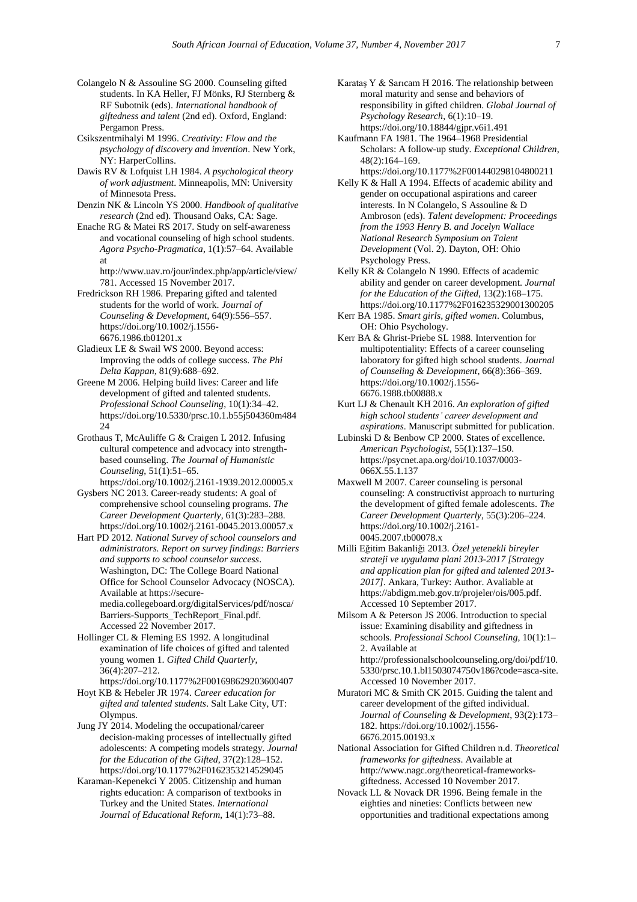Colangelo N & Assouline SG 2000. Counseling gifted students. In KA Heller, FJ Mönks, RJ Sternberg & RF Subotnik (eds). *International handbook of giftedness and talent* (2nd ed). Oxford, England: Pergamon Press.

Csikszentmihalyi M 1996. *Creativity: Flow and the psychology of discovery and invention*. New York, NY: HarperCollins.

Dawis RV & Lofquist LH 1984. *A psychological theory of work adjustment*. Minneapolis, MN: University of Minnesota Press.

Denzin NK & Lincoln YS 2000. *Handbook of qualitative research* (2nd ed). Thousand Oaks, CA: Sage.

Enache RG & Matei RS 2017. Study on self-awareness and vocational counseling of high school students. *Agora Psycho-Pragmatica*, 1(1):57–64. Available at http://www.uav.ro/jour/index.php/app/article/view/781. Accessed 15 November 2017.

Fredrickson RH 1986. Preparing gifted and talented students for the world of work. *Journal of Counseling & Development*, 64(9):556–557. https://doi.org/10.1002/j.1556-6676.1986.tb01201.x

Gladieux LE & Swail WS 2000. Beyond access: Improving the odds of college success. *The Phi Delta Kappan*, 81(9):688–692.

Greene M 2006. Helping build lives: Career and life development of gifted and talented students. *Professional School Counseling*, 10(1):34–42. https://doi.org/10.5330/prsc.10.1.b55j504360m48424

Grothaus T, McAuliffe G & Craigen L 2012. Infusing cultural competence and advocacy into strength-based counseling. *The Journal of Humanistic Counseling*, 51(1):51–65. https://doi.org/10.1002/j.2161-1939.2012.00005.x

Gysbers NC 2013. Career-ready students: A goal of comprehensive school counseling programs. *The Career Development Quarterly*, 61(3):283–288. https://doi.org/10.1002/j.2161-0045.2013.00057.x

Hart PD 2012. *National Survey of school counselors and administrators. Report on survey findings: Barriers and supports to school counselor success*. Washington, DC: The College Board National Office for School Counselor Advocacy (NOSCA). Available at https://secure-media.collegeboard.org/digitalServices/pdf/nosca/Barriers-Supports_TechReport_Final.pdf. Accessed 22 November 2017.

Hollinger CL & Fleming ES 1992. A longitudinal examination of life choices of gifted and talented young women 1. *Gifted Child Quarterly*, 36(4):207–212. https://doi.org/10.1177%2F001698629203600407

Hoyt KB & Hebeler JR 1974. *Career education for gifted and talented students*. Salt Lake City, UT: Olympus.

Jung JY 2014. Modeling the occupational/career decision-making processes of intellectually gifted adolescents: A competing models strategy. *Journal for the Education of the Gifted*, 37(2):128–152. https://doi.org/10.1177%2F0162353214529045

Karaman-Kepenekci Y 2005. Citizenship and human rights education: A comparison of textbooks in Turkey and the United States. *International Journal of Educational Reform*, 14(1):73–88.

Karataş Y & Sarıcam H 2016. The relationship between moral maturity and sense and behaviors of responsibility in gifted children. *Global Journal of Psychology Research*, 6(1):10–19. https://doi.org/10.18844/gjpr.v6i1.491

Kaufmann FA 1981. The 1964–1968 Presidential Scholars: A follow-up study. *Exceptional Children*, 48(2):164–169. https://doi.org/10.1177%2F001440298104800211

Kelly K & Hall A 1994. Effects of academic ability and gender on occupational aspirations and career interests. In N Colangelo, S Assouline & D Ambroson (eds). *Talent development: Proceedings from the 1993 Henry B. and Jocelyn Wallace National Research Symposium on Talent Development* (Vol. 2). Dayton, OH: Ohio Psychology Press.

Kelly KR & Colangelo N 1990. Effects of academic ability and gender on career development. *Journal for the Education of the Gifted*, 13(2):168–175. https://doi.org/10.1177%2F016235329001300205

Kerr BA 1985. *Smart girls, gifted women*. Columbus, OH: Ohio Psychology.

Kerr BA & Ghrist-Priebe SL 1988. Intervention for multipotentiality: Effects of a career counseling laboratory for gifted high school students. *Journal of Counseling & Development*, 66(8):366–369. https://doi.org/10.1002/j.1556-6676.1988.tb00888.x

Kurt LJ & Chenault KH 2016. *An exploration of gifted high school students' career development and aspirations*. Manuscript submitted for publication.

Lubinski D & Benbow CP 2000. States of excellence. *American Psychologist*, 55(1):137–150. https://psycnet.apa.org/doi/10.1037/0003-066X.55.1.137

Maxwell M 2007. Career counseling is personal counseling: A constructivist approach to nurturing the development of gifted female adolescents. *The Career Development Quarterly*, 55(3):206–224. https://doi.org/10.1002/j.2161-0045.2007.tb00078.x

Milli Eğitim Bakanliği 2013. *Özel yetenekli bireyler strateji ve uygulama plani 2013-2017 [Strategy and application plan for gifted and talented 2013-2017]*. Ankara, Turkey: Author. Avaliable at https://abdigm.meb.gov.tr/projeler/ois/005.pdf. Accessed 10 September 2017.

Milsom A & Peterson JS 2006. Introduction to special issue: Examining disability and giftedness in schools. *Professional School Counseling*, 10(1):1–2. Available at http://professionalschoolcounseling.org/doi/pdf/10.5330/prsc.10.1.bl1503074750v186?code=asca-site. Accessed 10 November 2017.

Muratori MC & Smith CK 2015. Guiding the talent and career development of the gifted individual. *Journal of Counseling & Development*, 93(2):173–182. https://doi.org/10.1002/j.1556-6676.2015.00193.x

National Association for Gifted Children n.d. *Theoretical frameworks for giftedness*. Available at http://www.nagc.org/theoretical-frameworks-giftedness. Accessed 10 November 2017.

Novack LL & Novack DR 1996. Being female in the eighties and nineties: Conflicts between new opportunities and traditional expectations among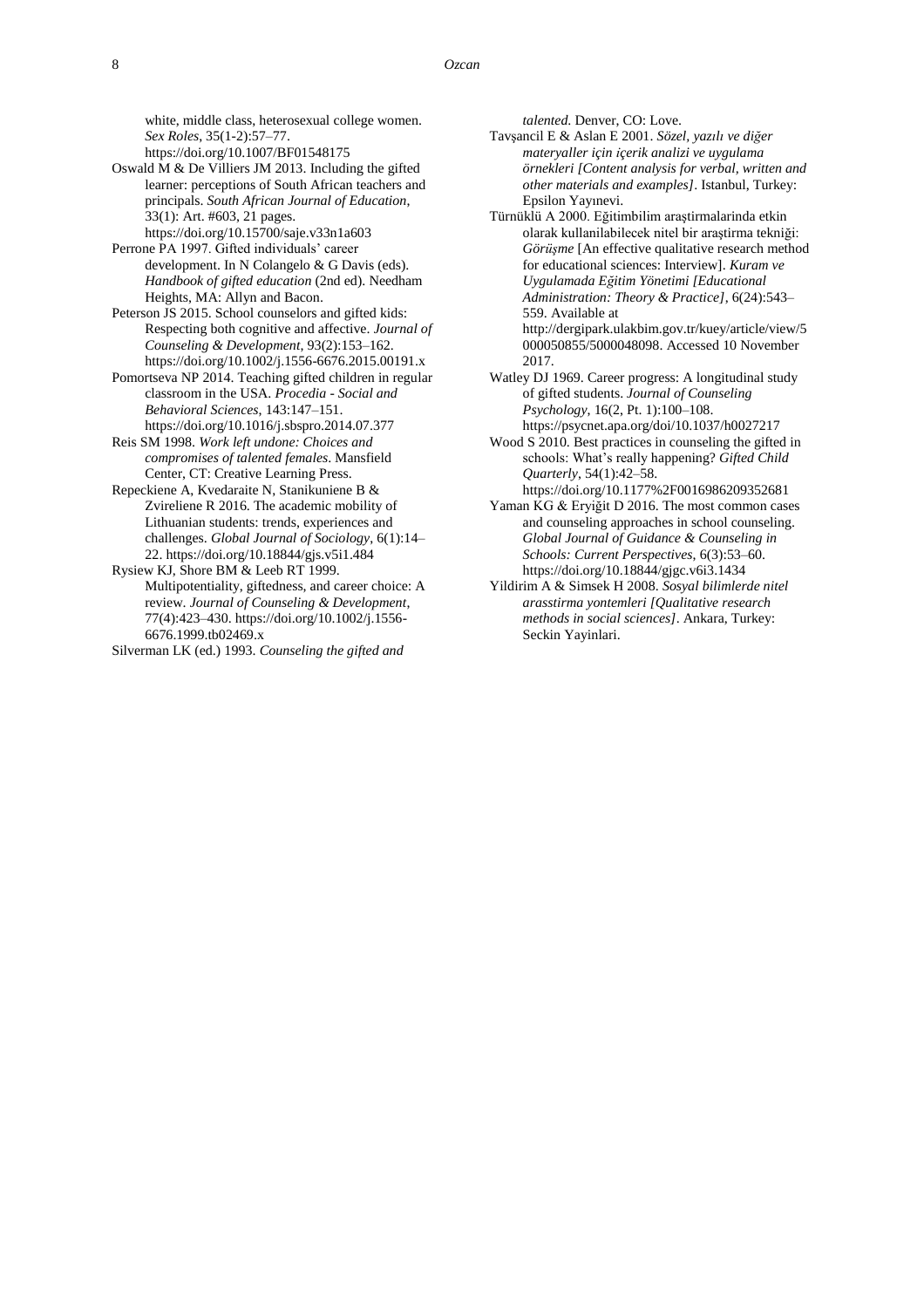white, middle class, heterosexual college women. *Sex Roles*, 35(1-2):57–77. https://doi.org/10.1007/BF01548175

Oswald M & De Villiers JM 2013. Including the gifted learner: perceptions of South African teachers and principals. *South African Journal of Education*, 33(1): Art. #603, 21 pages. https://doi.org/10.15700/saje.v33n1a603

Perrone PA 1997. Gifted individuals' career development. In N Colangelo & G Davis (eds). *Handbook of gifted education* (2nd ed). Needham Heights, MA: Allyn and Bacon.

Peterson JS 2015. School counselors and gifted kids: Respecting both cognitive and affective. *Journal of Counseling & Development*, 93(2):153–162. https://doi.org/10.1002/j.1556-6676.2015.00191.x

Pomortseva NP 2014. Teaching gifted children in regular classroom in the USA. *Procedia - Social and Behavioral Sciences*, 143:147–151. https://doi.org/10.1016/j.sbspro.2014.07.377

Reis SM 1998. *Work left undone: Choices and compromises of talented females*. Mansfield Center, CT: Creative Learning Press.

Repeckiene A, Kvedaraite N, Stanikuniene B & Zvireliene R 2016. The academic mobility of Lithuanian students: trends, experiences and challenges. *Global Journal of Sociology*, 6(1):14–22. https://doi.org/10.18844/gjs.v5i1.484

Rysiew KJ, Shore BM & Leeb RT 1999. Multipotentiality, giftedness, and career choice: A review. *Journal of Counseling & Development*, 77(4):423–430. https://doi.org/10.1002/j.1556-6676.1999.tb02469.x

Silverman LK (ed.) 1993. *Counseling the gifted and talented*. Denver, CO: Love.

Tavşancil E & Aslan E 2001. *Sözel, yazılı ve diğer materyaller için içerik analizi ve uygulama örnekleri [Content analysis for verbal, written and other materials and examples]*. Istanbul, Turkey: Epsilon Yayınevi.

Türnüklü A 2000. Eğitimbilim araştirmalarinda etkin olarak kullanilabilecek nitel bir araştirma tekniği: *Görüşme* [An effective qualitative research method for educational sciences: Interview]. *Kuram ve Uygulamada Eğitim Yönetimi [Educational Administration: Theory & Practice]*, 6(24):543–559. Available at http://dergipark.ulakbim.gov.tr/kuey/article/view/5000050855/5000048098. Accessed 10 November 2017.

Watley DJ 1969. Career progress: A longitudinal study of gifted students. *Journal of Counseling Psychology*, 16(2, Pt. 1):100–108. https://psycnet.apa.org/doi/10.1037/h0027217

Wood S 2010. Best practices in counseling the gifted in schools: What's really happening? *Gifted Child Quarterly*, 54(1):42–58. https://doi.org/10.1177%2F0016986209352681

Yaman KG & Eryiğit D 2016. The most common cases and counseling approaches in school counseling. *Global Journal of Guidance & Counseling in Schools: Current Perspectives*, 6(3):53–60. https://doi.org/10.18844/gjgc.v6i3.1434

Yildirim A & Simsek H 2008. *Sosyal bilimlerde nitel arasstirma yontemleri [Qualitative research methods in social sciences]*. Ankara, Turkey: Seckin Yayinlari.